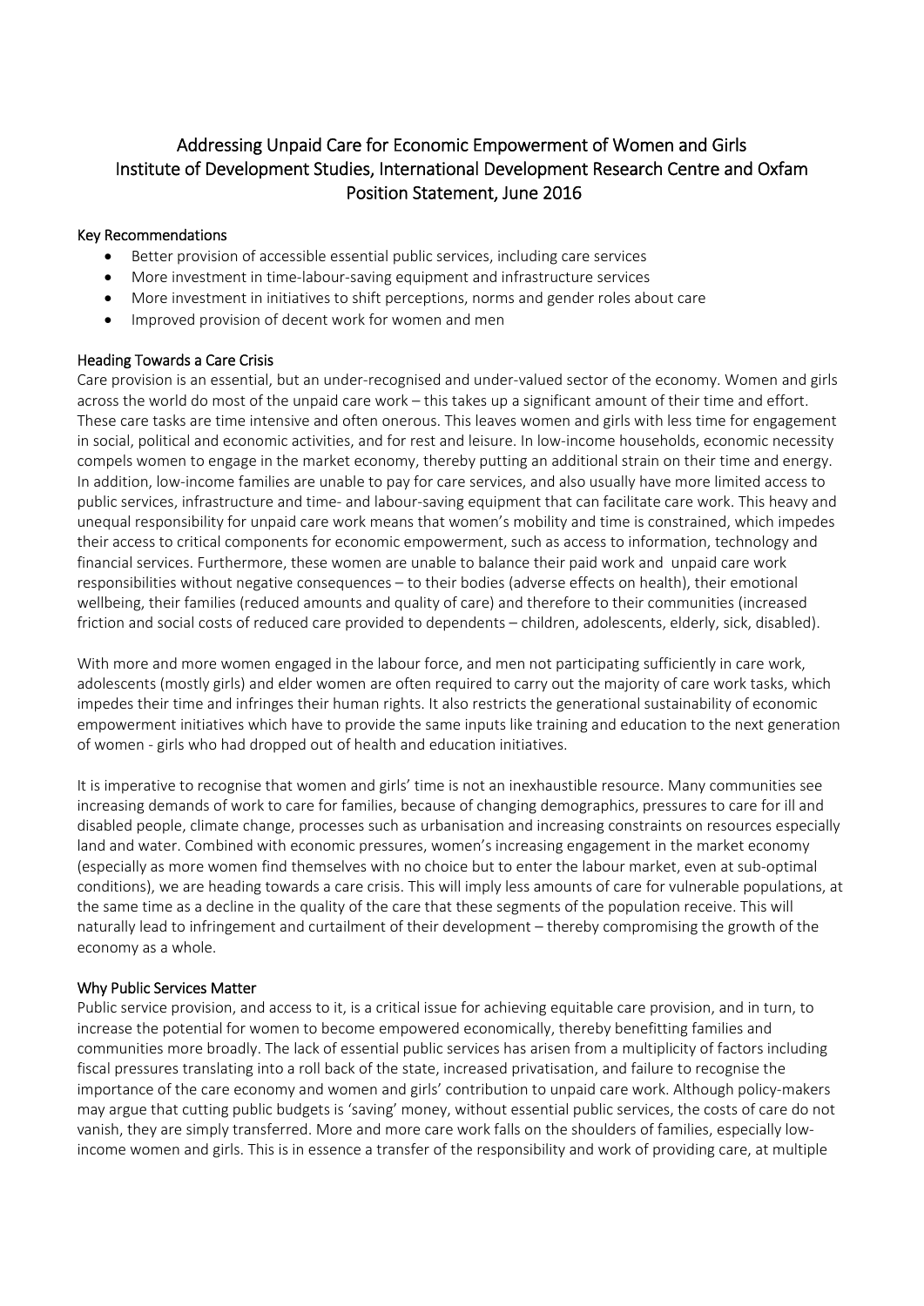# Addressing Unpaid Care for Economic Empowerment of Women and Girls
# Institute of Development Studies, International Development Research Centre and Oxfam
# Position Statement, June 2016

## Key Recommendations

- Better provision of accessible essential public services, including care services
- More investment in time-labour-saving equipment and infrastructure services
- More investment in initiatives to shift perceptions, norms and gender roles about care
- Improved provision of decent work for women and men

## Heading Towards a Care Crisis

Care provision is an essential, but an under-recognised and under-valued sector of the economy. Women and girls across the world do most of the unpaid care work – this takes up a significant amount of their time and effort. These care tasks are time intensive and often onerous. This leaves women and girls with less time for engagement in social, political and economic activities, and for rest and leisure. In low-income households, economic necessity compels women to engage in the market economy, thereby putting an additional strain on their time and energy. In addition, low-income families are unable to pay for care services, and also usually have more limited access to public services, infrastructure and time- and labour-saving equipment that can facilitate care work. This heavy and unequal responsibility for unpaid care work means that women's mobility and time is constrained, which impedes their access to critical components for economic empowerment, such as access to information, technology and financial services. Furthermore, these women are unable to balance their paid work and unpaid care work responsibilities without negative consequences – to their bodies (adverse effects on health), their emotional wellbeing, their families (reduced amounts and quality of care) and therefore to their communities (increased friction and social costs of reduced care provided to dependents – children, adolescents, elderly, sick, disabled).

With more and more women engaged in the labour force, and men not participating sufficiently in care work, adolescents (mostly girls) and elder women are often required to carry out the majority of care work tasks, which impedes their time and infringes their human rights. It also restricts the generational sustainability of economic empowerment initiatives which have to provide the same inputs like training and education to the next generation of women - girls who had dropped out of health and education initiatives.

It is imperative to recognise that women and girls' time is not an inexhaustible resource. Many communities see increasing demands of work to care for families, because of changing demographics, pressures to care for ill and disabled people, climate change, processes such as urbanisation and increasing constraints on resources especially land and water. Combined with economic pressures, women's increasing engagement in the market economy (especially as more women find themselves with no choice but to enter the labour market, even at sub-optimal conditions), we are heading towards a care crisis. This will imply less amounts of care for vulnerable populations, at the same time as a decline in the quality of the care that these segments of the population receive. This will naturally lead to infringement and curtailment of their development – thereby compromising the growth of the economy as a whole.

## Why Public Services Matter

Public service provision, and access to it, is a critical issue for achieving equitable care provision, and in turn, to increase the potential for women to become empowered economically, thereby benefitting families and communities more broadly. The lack of essential public services has arisen from a multiplicity of factors including fiscal pressures translating into a roll back of the state, increased privatisation, and failure to recognise the importance of the care economy and women and girls' contribution to unpaid care work. Although policy-makers may argue that cutting public budgets is 'saving' money, without essential public services, the costs of care do not vanish, they are simply transferred. More and more care work falls on the shoulders of families, especially low-income women and girls. This is in essence a transfer of the responsibility and work of providing care, at multiple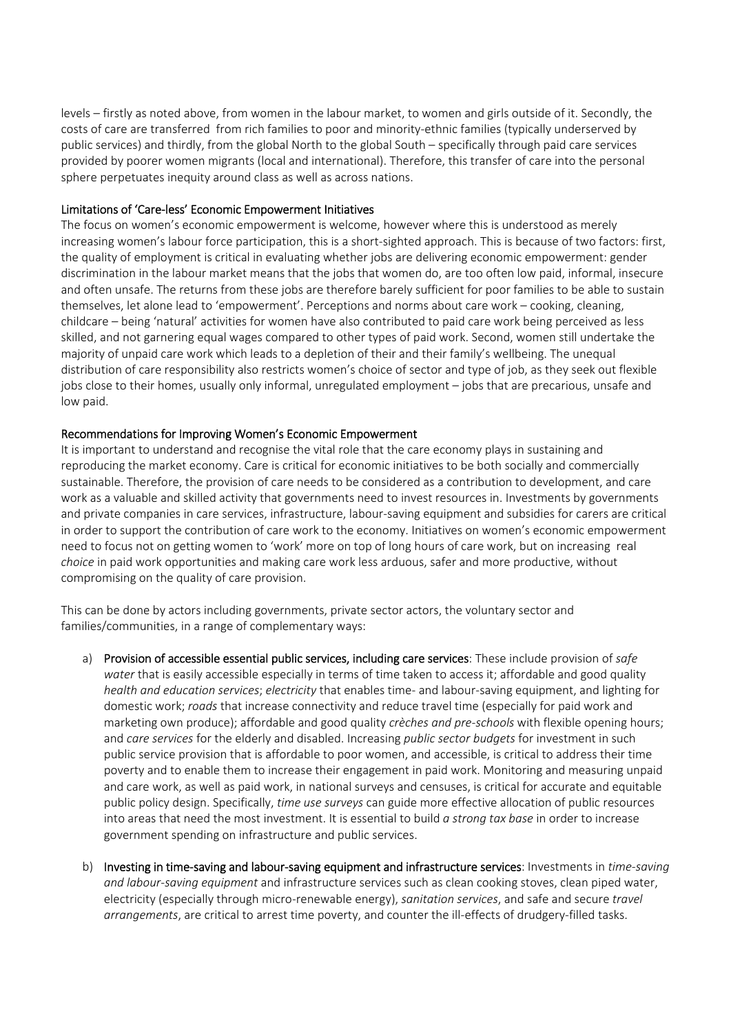levels – firstly as noted above, from women in the labour market, to women and girls outside of it. Secondly, the costs of care are transferred from rich families to poor and minority-ethnic families (typically underserved by public services) and thirdly, from the global North to the global South – specifically through paid care services provided by poorer women migrants (local and international). Therefore, this transfer of care into the personal sphere perpetuates inequity around class as well as across nations.

## Limitations of 'Care-less' Economic Empowerment Initiatives

The focus on women's economic empowerment is welcome, however where this is understood as merely increasing women's labour force participation, this is a short-sighted approach. This is because of two factors: first, the quality of employment is critical in evaluating whether jobs are delivering economic empowerment: gender discrimination in the labour market means that the jobs that women do, are too often low paid, informal, insecure and often unsafe. The returns from these jobs are therefore barely sufficient for poor families to be able to sustain themselves, let alone lead to 'empowerment'. Perceptions and norms about care work – cooking, cleaning, childcare – being 'natural' activities for women have also contributed to paid care work being perceived as less skilled, and not garnering equal wages compared to other types of paid work. Second, women still undertake the majority of unpaid care work which leads to a depletion of their and their family's wellbeing. The unequal distribution of care responsibility also restricts women's choice of sector and type of job, as they seek out flexible jobs close to their homes, usually only informal, unregulated employment – jobs that are precarious, unsafe and low paid.

## Recommendations for Improving Women's Economic Empowerment

It is important to understand and recognise the vital role that the care economy plays in sustaining and reproducing the market economy. Care is critical for economic initiatives to be both socially and commercially sustainable. Therefore, the provision of care needs to be considered as a contribution to development, and care work as a valuable and skilled activity that governments need to invest resources in. Investments by governments and private companies in care services, infrastructure, labour-saving equipment and subsidies for carers are critical in order to support the contribution of care work to the economy. Initiatives on women's economic empowerment need to focus not on getting women to 'work' more on top of long hours of care work, but on increasing real *choice* in paid work opportunities and making care work less arduous, safer and more productive, without compromising on the quality of care provision.

This can be done by actors including governments, private sector actors, the voluntary sector and families/communities, in a range of complementary ways:

a) **Provision of accessible essential public services, including care services**: These include provision of *safe water* that is easily accessible especially in terms of time taken to access it; affordable and good quality *health and education services*; *electricity* that enables time- and labour-saving equipment, and lighting for domestic work; *roads* that increase connectivity and reduce travel time (especially for paid work and marketing own produce); affordable and good quality *crèches and pre-schools* with flexible opening hours; and *care services* for the elderly and disabled. Increasing *public sector budgets* for investment in such public service provision that is affordable to poor women, and accessible, is critical to address their time poverty and to enable them to increase their engagement in paid work. Monitoring and measuring unpaid and care work, as well as paid work, in national surveys and censuses, is critical for accurate and equitable public policy design. Specifically, *time use surveys* can guide more effective allocation of public resources into areas that need the most investment. It is essential to build *a strong tax base* in order to increase government spending on infrastructure and public services.

b) **Investing in time-saving and labour-saving equipment and infrastructure services**: Investments in *time-saving and labour-saving equipment* and infrastructure services such as clean cooking stoves, clean piped water, electricity (especially through micro-renewable energy), *sanitation services*, and safe and secure *travel arrangements*, are critical to arrest time poverty, and counter the ill-effects of drudgery-filled tasks.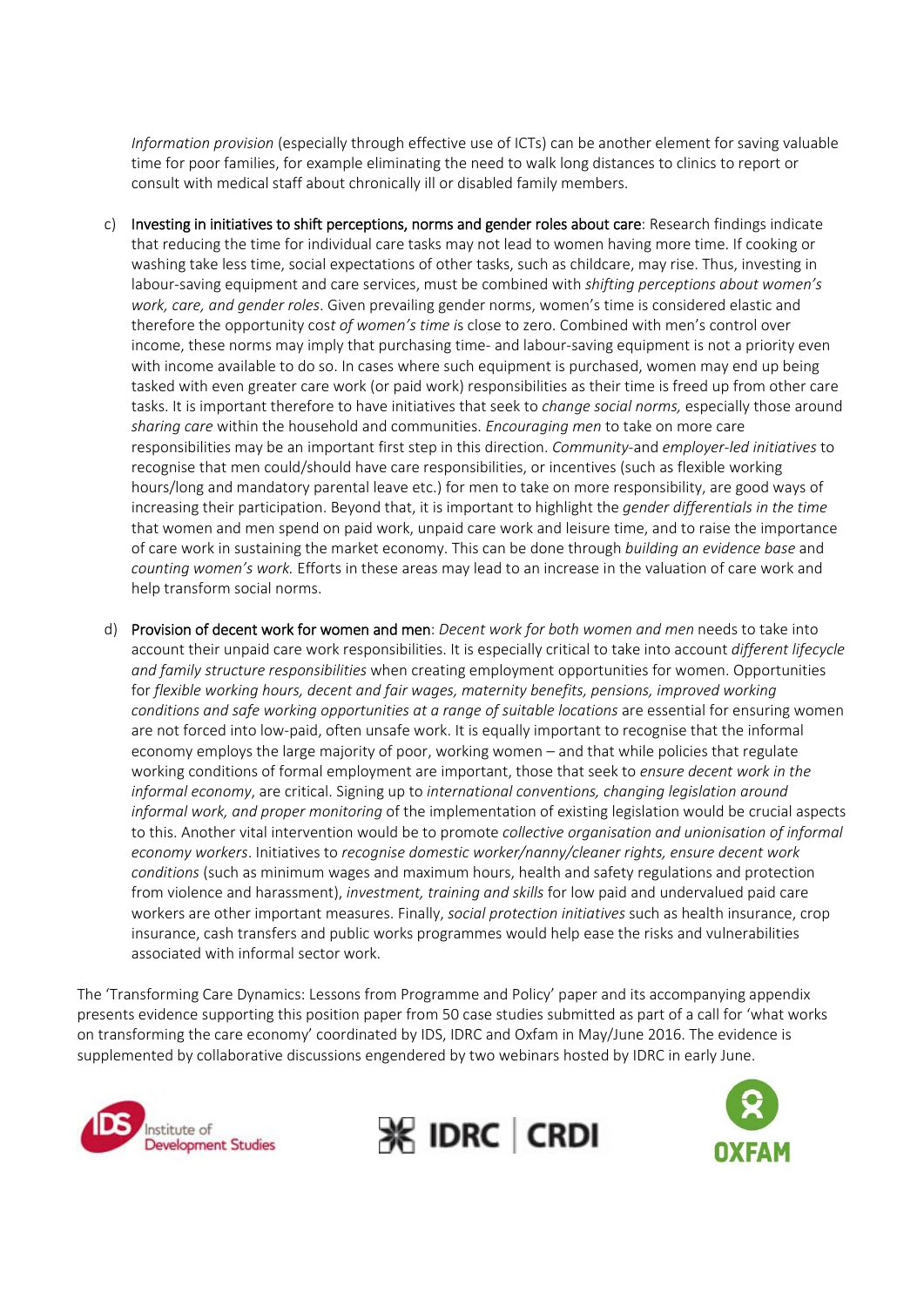*Information provision* (especially through effective use of ICTs) can be another element for saving valuable time for poor families, for example eliminating the need to walk long distances to clinics to report or consult with medical staff about chronically ill or disabled family members.

c) **Investing in initiatives to shift perceptions, norms and gender roles about care**: Research findings indicate that reducing the time for individual care tasks may not lead to women having more time. If cooking or washing take less time, social expectations of other tasks, such as childcare, may rise. Thus, investing in labour-saving equipment and care services, must be combined with *shifting perceptions about women's work, care, and gender roles*. Given prevailing gender norms, women's time is considered elastic and therefore the opportunity cos*t of women's time i*s close to zero. Combined with men's control over income, these norms may imply that purchasing time- and labour-saving equipment is not a priority even with income available to do so. In cases where such equipment is purchased, women may end up being tasked with even greater care work (or paid work) responsibilities as their time is freed up from other care tasks. It is important therefore to have initiatives that seek to *change social norms,* especially those around *sharing care* within the household and communities. *Encouraging men* to take on more care responsibilities may be an important first step in this direction. *Community*-and *employer-led initiatives* to recognise that men could/should have care responsibilities, or incentives (such as flexible working hours/long and mandatory parental leave etc.) for men to take on more responsibility, are good ways of increasing their participation. Beyond that, it is important to highlight the *gender differentials in the time* that women and men spend on paid work, unpaid care work and leisure time, and to raise the importance of care work in sustaining the market economy. This can be done through *building an evidence base* and *counting women's work.* Efforts in these areas may lead to an increase in the valuation of care work and help transform social norms.

d) **Provision of decent work for women and men**: *Decent work for both women and men* needs to take into account their unpaid care work responsibilities. It is especially critical to take into account *different lifecycle and family structure responsibilities* when creating employment opportunities for women. Opportunities for *flexible working hours, decent and fair wages, maternity benefits, pensions, improved working conditions and safe working opportunities at a range of suitable locations* are essential for ensuring women are not forced into low-paid, often unsafe work. It is equally important to recognise that the informal economy employs the large majority of poor, working women – and that while policies that regulate working conditions of formal employment are important, those that seek to *ensure decent work in the informal economy*, are critical. Signing up to *international conventions, changing legislation around informal work, and proper monitoring* of the implementation of existing legislation would be crucial aspects to this. Another vital intervention would be to promote *collective organisation and unionisation of informal economy workers*. Initiatives to *recognise domestic worker/nanny/cleaner rights, ensure decent work conditions* (such as minimum wages and maximum hours, health and safety regulations and protection from violence and harassment), *investment, training and skills* for low paid and undervalued paid care workers are other important measures. Finally, *social protection initiatives* such as health insurance, crop insurance, cash transfers and public works programmes would help ease the risks and vulnerabilities associated with informal sector work.

The 'Transforming Care Dynamics: Lessons from Programme and Policy' paper and its accompanying appendix presents evidence supporting this position paper from 50 case studies submitted as part of a call for 'what works on transforming the care economy' coordinated by IDS, IDRC and Oxfam in May/June 2016. The evidence is supplemented by collaborative discussions engendered by two webinars hosted by IDRC in early June.

IDS Institute of Development Studies

IDRC | CRDI

OXFAM